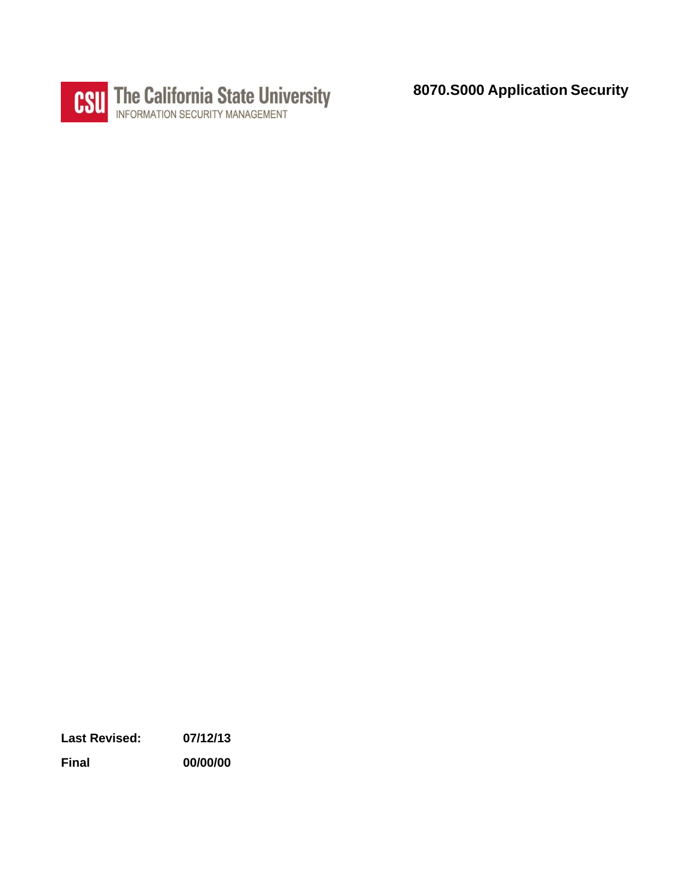The California State University
INFORMATION SECURITY MANAGEMENT

# 8070.S000 Application Security

| | |
|---|---|
| **Last Revised:** | **07/12/13** |
| **Final** | **00/00/00** |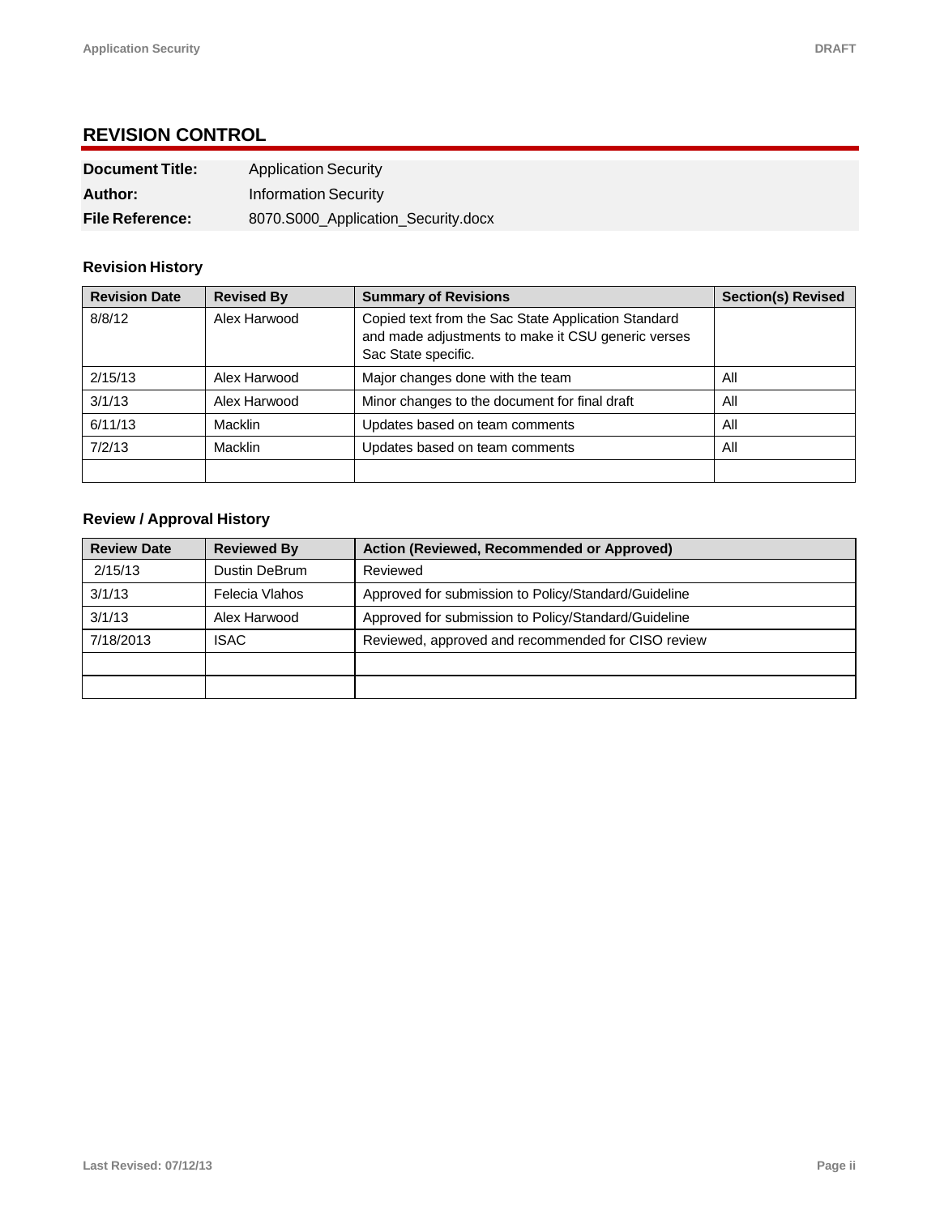## REVISION CONTROL

| **Document Title:** | Application Security |
|---|---|
| **Author:** | Information Security |
| **File Reference:** | 8070.S000_Application_Security.docx |

### Revision History

| Revision Date | Revised By | Summary of Revisions | Section(s) Revised |
|---|---|---|---|
| 8/8/12 | Alex Harwood | Copied text from the Sac State Application Standard and made adjustments to make it CSU generic verses Sac State specific. | |
| 2/15/13 | Alex Harwood | Major changes done with the team | All |
| 3/1/13 | Alex Harwood | Minor changes to the document for final draft | All |
| 6/11/13 | Macklin | Updates based on team comments | All |
| 7/2/13 | Macklin | Updates based on team comments | All |
| | | | |

### Review / Approval History

| Review Date | Reviewed By | Action (Reviewed, Recommended or Approved) |
|---|---|---|
| 2/15/13 | Dustin DeBrum | Reviewed |
| 3/1/13 | Felecia Vlahos | Approved for submission to Policy/Standard/Guideline |
| 3/1/13 | Alex Harwood | Approved for submission to Policy/Standard/Guideline |
| 7/18/2013 | ISAC | Reviewed, approved and recommended for CISO review |
| | | |
| | | |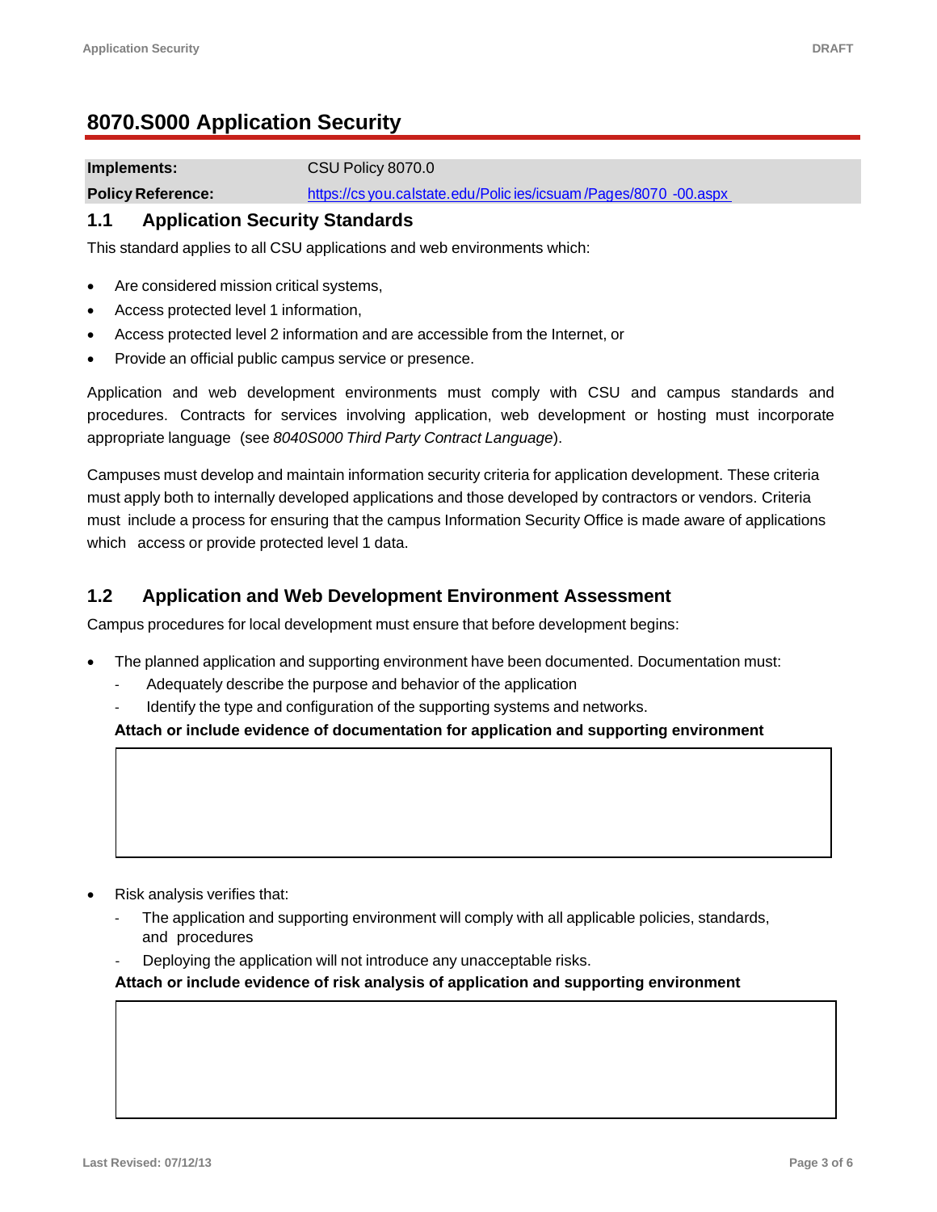# 8070.S000 Application Security

| **Implements:** | CSU Policy 8070.0 |
|---|---|
| **Policy Reference:** | https://csyou.calstate.edu/Policies/icsuam/Pages/8070-00.aspx |

## 1.1 Application Security Standards

This standard applies to all CSU applications and web environments which:

- Are considered mission critical systems,
- Access protected level 1 information,
- Access protected level 2 information and are accessible from the Internet, or
- Provide an official public campus service or presence.

Application and web development environments must comply with CSU and campus standards and procedures. Contracts for services involving application, web development or hosting must incorporate appropriate language (see *8040S000 Third Party Contract Language*).

Campuses must develop and maintain information security criteria for application development. These criteria must apply both to internally developed applications and those developed by contractors or vendors. Criteria must include a process for ensuring that the campus Information Security Office is made aware of applications which access or provide protected level 1 data.

## 1.2 Application and Web Development Environment Assessment

Campus procedures for local development must ensure that before development begins:

- The planned application and supporting environment have been documented. Documentation must:
  - Adequately describe the purpose and behavior of the application
  - Identify the type and configuration of the supporting systems and networks.

  **Attach or include evidence of documentation for application and supporting environment**

- Risk analysis verifies that:
  - The application and supporting environment will comply with all applicable policies, standards, and procedures
  - Deploying the application will not introduce any unacceptable risks.

  **Attach or include evidence of risk analysis of application and supporting environment**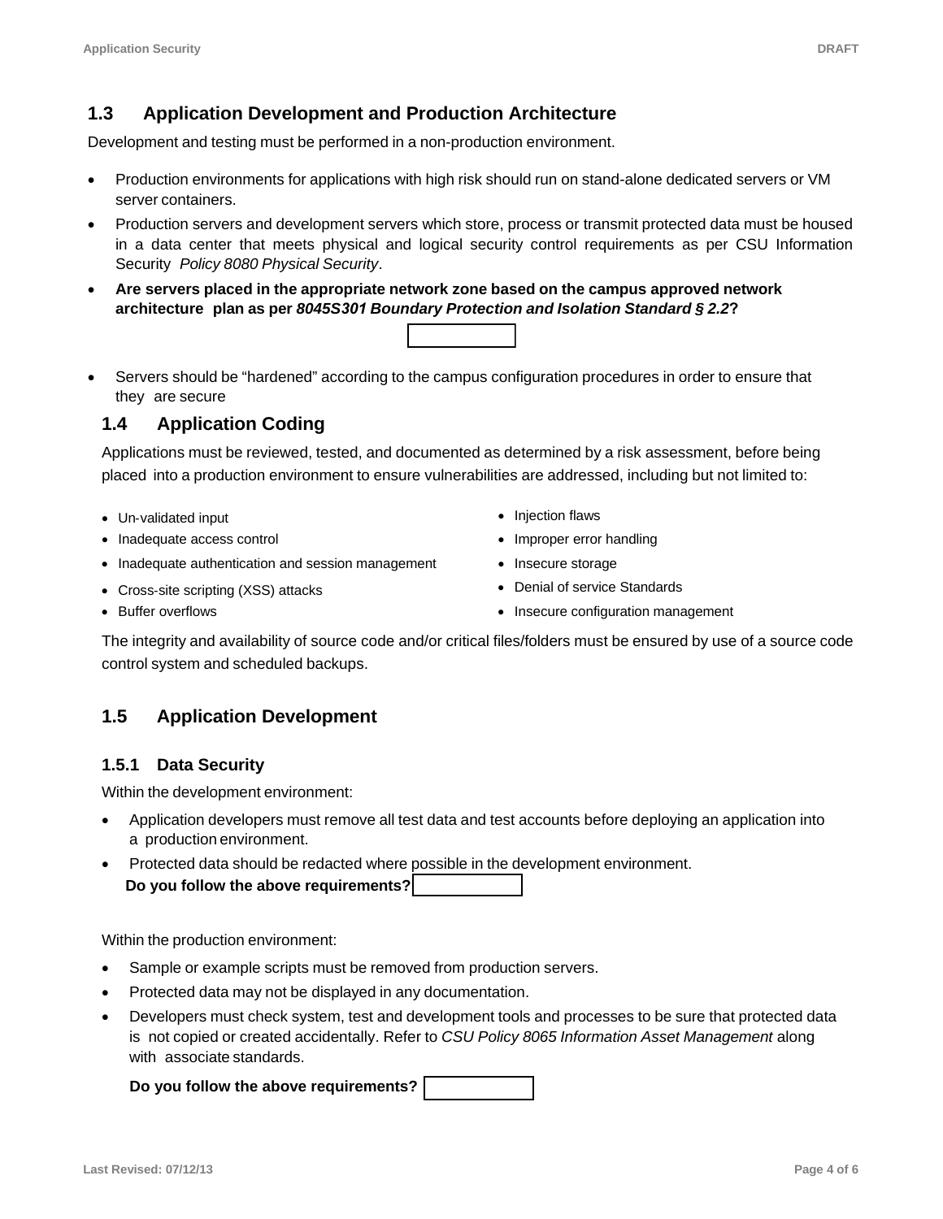## 1.3 Application Development and Production Architecture

Development and testing must be performed in a non-production environment.

- Production environments for applications with high risk should run on stand-alone dedicated servers or VM server containers.
- Production servers and development servers which store, process or transmit protected data must be housed in a data center that meets physical and logical security control requirements as per CSU Information Security *Policy 8080 Physical Security*.
- **Are servers placed in the appropriate network zone based on the campus approved network architecture plan as per *8045S301 Boundary Protection and Isolation Standard § 2.2*?**
- Servers should be "hardened" according to the campus configuration procedures in order to ensure that they are secure

## 1.4 Application Coding

Applications must be reviewed, tested, and documented as determined by a risk assessment, before being placed into a production environment to ensure vulnerabilities are addressed, including but not limited to:

- Un-validated input
- Inadequate access control
- Inadequate authentication and session management
- Cross-site scripting (XSS) attacks
- Buffer overflows
- Injection flaws
- Improper error handling
- Insecure storage
- Denial of service Standards
- Insecure configuration management

The integrity and availability of source code and/or critical files/folders must be ensured by use of a source code control system and scheduled backups.

## 1.5 Application Development

### 1.5.1 Data Security

Within the development environment:

- Application developers must remove all test data and test accounts before deploying an application into a production environment.
- Protected data should be redacted where possible in the development environment.

**Do you follow the above requirements?**

Within the production environment:

- Sample or example scripts must be removed from production servers.
- Protected data may not be displayed in any documentation.
- Developers must check system, test and development tools and processes to be sure that protected data is not copied or created accidentally. Refer to *CSU Policy 8065 Information Asset Management* along with associate standards.

**Do you follow the above requirements?**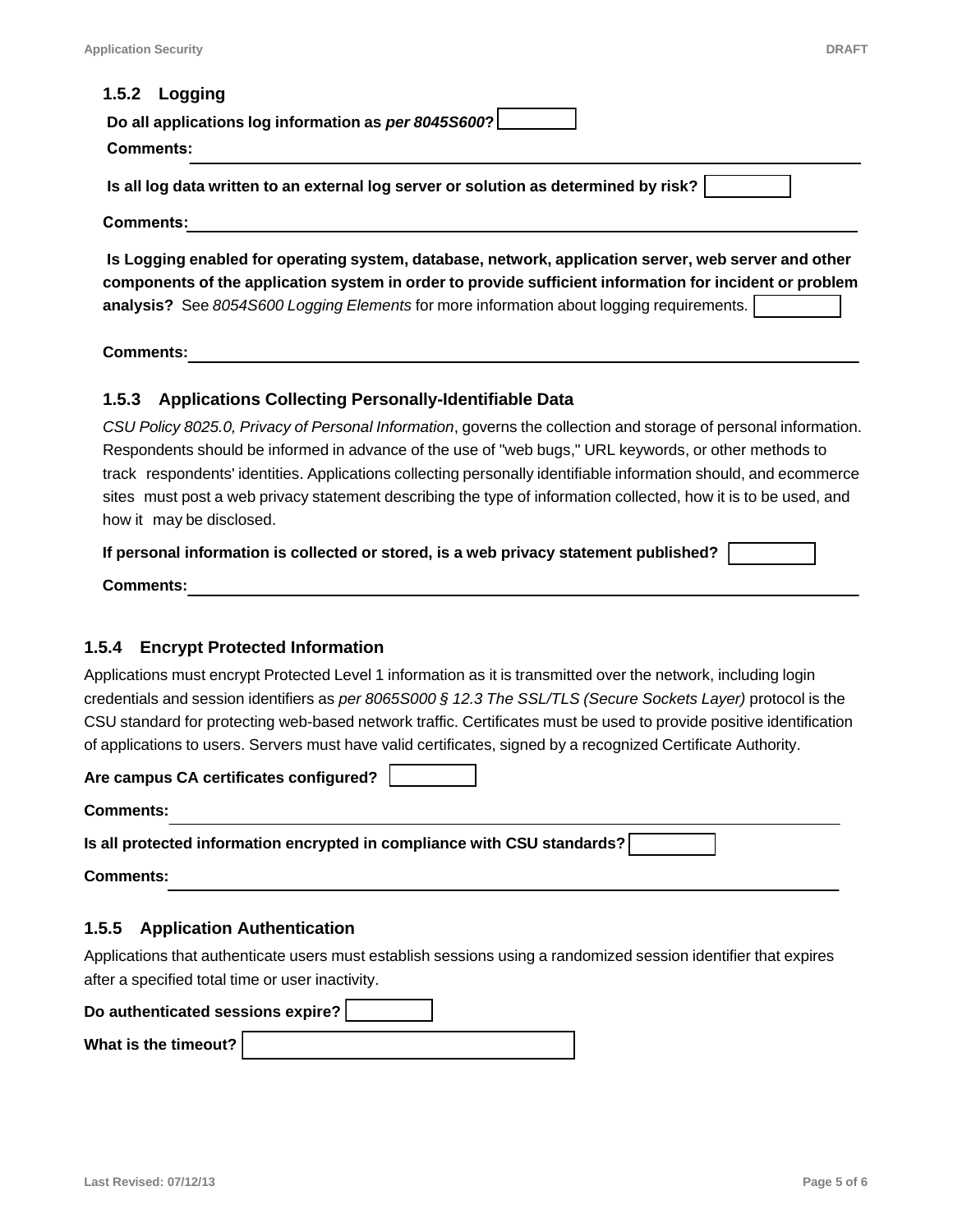### 1.5.2 Logging

**Do all applications log information as *per 8045S600*?** ☐

**Comments:** ______

**Is all log data written to an external log server or solution as determined by risk?** ☐

**Comments:** ______

**Is Logging enabled for operating system, database, network, application server, web server and other components of the application system in order to provide sufficient information for incident or problem analysis?** See *8054S600 Logging Elements* for more information about logging requirements. ☐

**Comments:** ______

### 1.5.3 Applications Collecting Personally-Identifiable Data

*CSU Policy 8025.0, Privacy of Personal Information*, governs the collection and storage of personal information. Respondents should be informed in advance of the use of "web bugs," URL keywords, or other methods to track respondents' identities. Applications collecting personally identifiable information should, and ecommerce sites must post a web privacy statement describing the type of information collected, how it is to be used, and how it may be disclosed.

**If personal information is collected or stored, is a web privacy statement published?** ☐

**Comments:** ______

### 1.5.4 Encrypt Protected Information

Applications must encrypt Protected Level 1 information as it is transmitted over the network, including login credentials and session identifiers as *per 8065S000 § 12.3 The SSL/TLS (Secure Sockets Layer)* protocol is the CSU standard for protecting web-based network traffic. Certificates must be used to provide positive identification of applications to users. Servers must have valid certificates, signed by a recognized Certificate Authority.

**Are campus CA certificates configured?** ☐

**Comments:** ______

**Is all protected information encrypted in compliance with CSU standards?** ☐

**Comments:** ______

### 1.5.5 Application Authentication

Applications that authenticate users must establish sessions using a randomized session identifier that expires after a specified total time or user inactivity.

**Do authenticated sessions expire?** ☐

**What is the timeout?** ______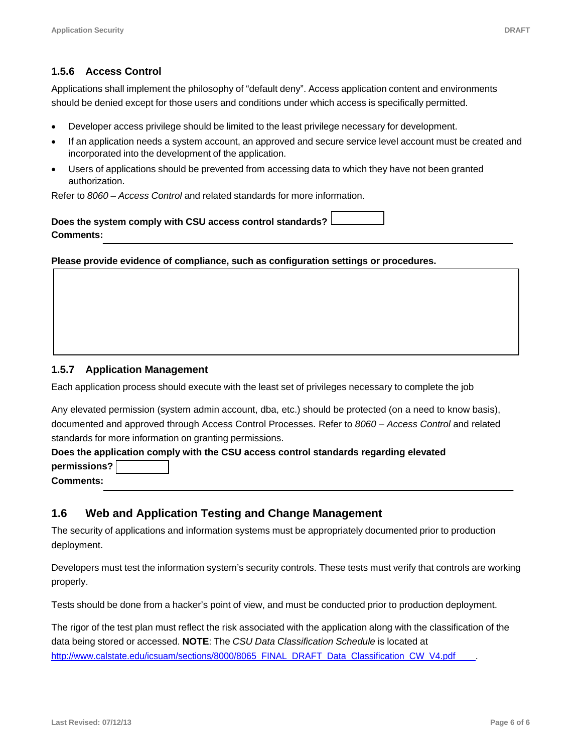### 1.5.6 Access Control

Applications shall implement the philosophy of "default deny". Access application content and environments should be denied except for those users and conditions under which access is specifically permitted.

- Developer access privilege should be limited to the least privilege necessary for development.
- If an application needs a system account, an approved and secure service level account must be created and incorporated into the development of the application.
- Users of applications should be prevented from accessing data to which they have not been granted authorization.

Refer to *8060 – Access Control* and related standards for more information.

**Does the system comply with CSU access control standards?** ______

**Comments:** ____________________________________________

**Please provide evidence of compliance, such as configuration settings or procedures.**

### 1.5.7 Application Management

Each application process should execute with the least set of privileges necessary to complete the job

Any elevated permission (system admin account, dba, etc.) should be protected (on a need to know basis), documented and approved through Access Control Processes. Refer to *8060 – Access Control* and related standards for more information on granting permissions.

**Does the application comply with the CSU access control standards regarding elevated permissions?** ______

**Comments:** ____________________________________________

## 1.6 Web and Application Testing and Change Management

The security of applications and information systems must be appropriately documented prior to production deployment.

Developers must test the information system's security controls. These tests must verify that controls are working properly.

Tests should be done from a hacker's point of view, and must be conducted prior to production deployment.

The rigor of the test plan must reflect the risk associated with the application along with the classification of the data being stored or accessed. **NOTE**: The *CSU Data Classification Schedule* is located at http://www.calstate.edu/icsuam/sections/8000/8065_FINAL_DRAFT_Data_Classification_CW_V4.pdf.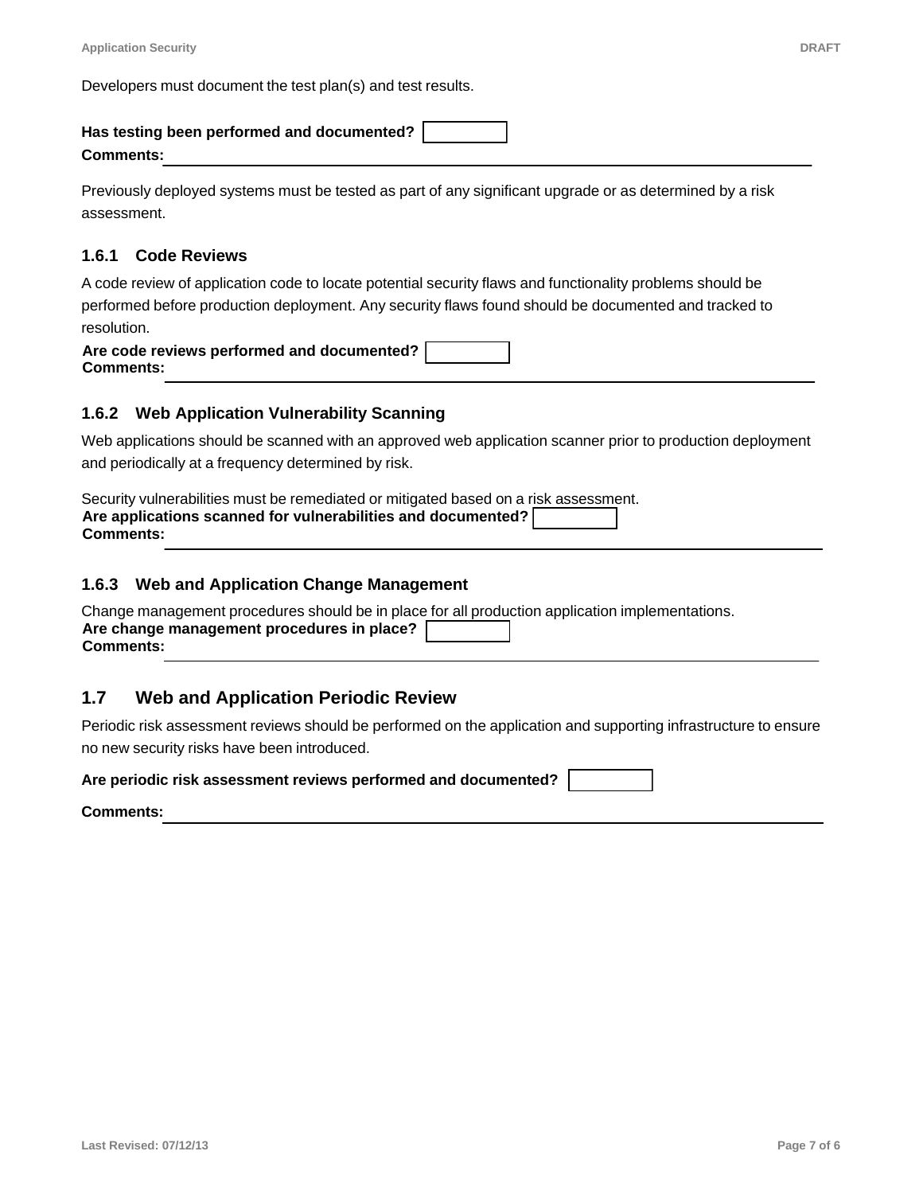Developers must document the test plan(s) and test results.

**Has testing been performed and documented?**

**Comments:**

Previously deployed systems must be tested as part of any significant upgrade or as determined by a risk assessment.

### 1.6.1 Code Reviews

A code review of application code to locate potential security flaws and functionality problems should be performed before production deployment. Any security flaws found should be documented and tracked to resolution.

**Are code reviews performed and documented?**

**Comments:**

### 1.6.2 Web Application Vulnerability Scanning

Web applications should be scanned with an approved web application scanner prior to production deployment and periodically at a frequency determined by risk.

Security vulnerabilities must be remediated or mitigated based on a risk assessment.

**Are applications scanned for vulnerabilities and documented?**

**Comments:**

### 1.6.3 Web and Application Change Management

Change management procedures should be in place for all production application implementations.

**Are change management procedures in place?**

**Comments:**

## 1.7 Web and Application Periodic Review

Periodic risk assessment reviews should be performed on the application and supporting infrastructure to ensure no new security risks have been introduced.

**Are periodic risk assessment reviews performed and documented?**

**Comments:**